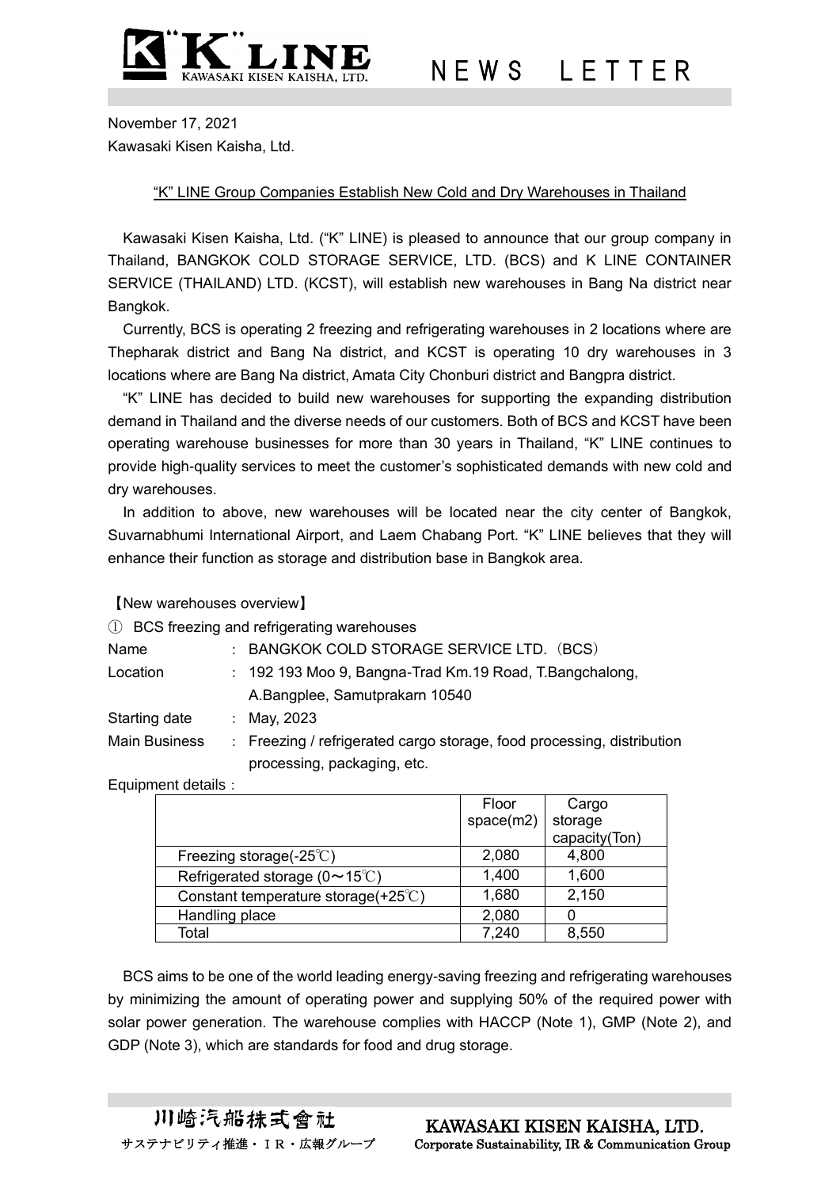November 17, 2021
Kawasaki Kisen Kaisha, Ltd.

# "K" LINE Group Companies Establish New Cold and Dry Warehouses in Thailand

Kawasaki Kisen Kaisha, Ltd. ("K" LINE) is pleased to announce that our group company in Thailand, BANGKOK COLD STORAGE SERVICE, LTD. (BCS) and K LINE CONTAINER SERVICE (THAILAND) LTD. (KCST), will establish new warehouses in Bang Na district near Bangkok.

Currently, BCS is operating 2 freezing and refrigerating warehouses in 2 locations where are Thepharak district and Bang Na district, and KCST is operating 10 dry warehouses in 3 locations where are Bang Na district, Amata City Chonburi district and Bangpra district.

"K" LINE has decided to build new warehouses for supporting the expanding distribution demand in Thailand and the diverse needs of our customers. Both of BCS and KCST have been operating warehouse businesses for more than 30 years in Thailand, "K" LINE continues to provide high-quality services to meet the customer's sophisticated demands with new cold and dry warehouses.

In addition to above, new warehouses will be located near the city center of Bangkok, Suvarnabhumi International Airport, and Laem Chabang Port. "K" LINE believes that they will enhance their function as storage and distribution base in Bangkok area.

【New warehouses overview】

① BCS freezing and refrigerating warehouses

Name : BANGKOK COLD STORAGE SERVICE LTD.（BCS）

Location : 192 193 Moo 9, Bangna-Trad Km.19 Road, T.Bangchalong, A.Bangplee, Samutprakarn 10540

Starting date : May, 2023

Main Business : Freezing / refrigerated cargo storage, food processing, distribution processing, packaging, etc.

Equipment details：

| | Floor space(m2) | Cargo storage capacity(Ton) |
|---|---|---|
| Freezing storage(-25℃) | 2,080 | 4,800 |
| Refrigerated storage (0～15℃) | 1,400 | 1,600 |
| Constant temperature storage(+25℃) | 1,680 | 2,150 |
| Handling place | 2,080 | 0 |
| Total | 7,240 | 8,550 |

BCS aims to be one of the world leading energy-saving freezing and refrigerating warehouses by minimizing the amount of operating power and supplying 50% of the required power with solar power generation. The warehouse complies with HACCP (Note 1), GMP (Note 2), and GDP (Note 3), which are standards for food and drug storage.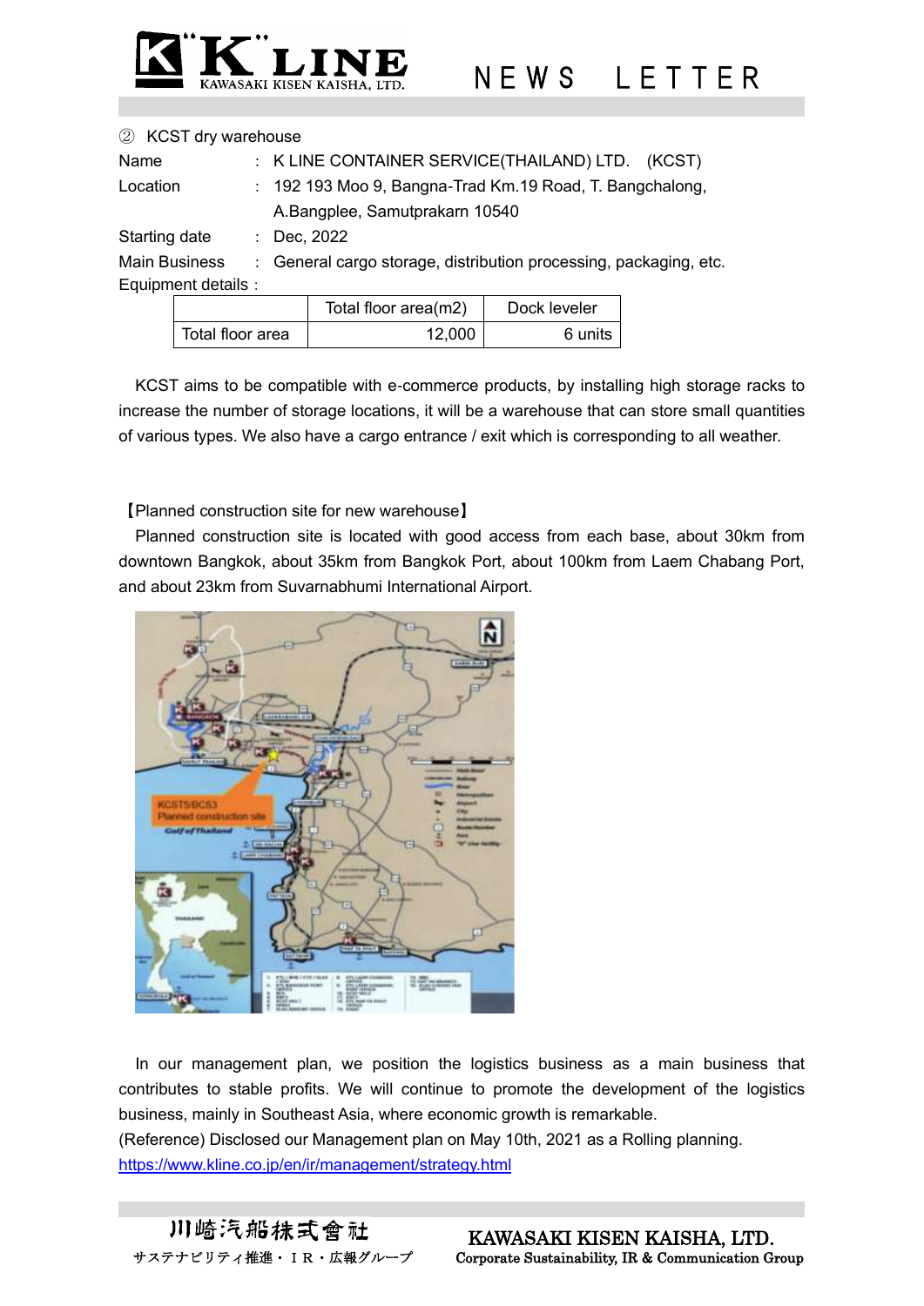② KCST dry warehouse

Name : K LINE CONTAINER SERVICE(THAILAND) LTD. (KCST)

Location : 192 193 Moo 9, Bangna-Trad Km.19 Road, T. Bangchalong, A.Bangplee, Samutprakarn 10540

Starting date : Dec, 2022

Main Business : General cargo storage, distribution processing, packaging, etc.

Equipment details :

| | Total floor area(m2) | Dock leveler |
|---|---|---|
| Total floor area | 12,000 | 6 units |

KCST aims to be compatible with e-commerce products, by installing high storage racks to increase the number of storage locations, it will be a warehouse that can store small quantities of various types. We also have a cargo entrance / exit which is corresponding to all weather.

【Planned construction site for new warehouse】

Planned construction site is located with good access from each base, about 30km from downtown Bangkok, about 35km from Bangkok Port, about 100km from Laem Chabang Port, and about 23km from Suvarnabhumi International Airport.

In our management plan, we position the logistics business as a main business that contributes to stable profits. We will continue to promote the development of the logistics business, mainly in Southeast Asia, where economic growth is remarkable.

(Reference) Disclosed our Management plan on May 10th, 2021 as a Rolling planning.

https://www.kline.co.jp/en/ir/management/strategy.html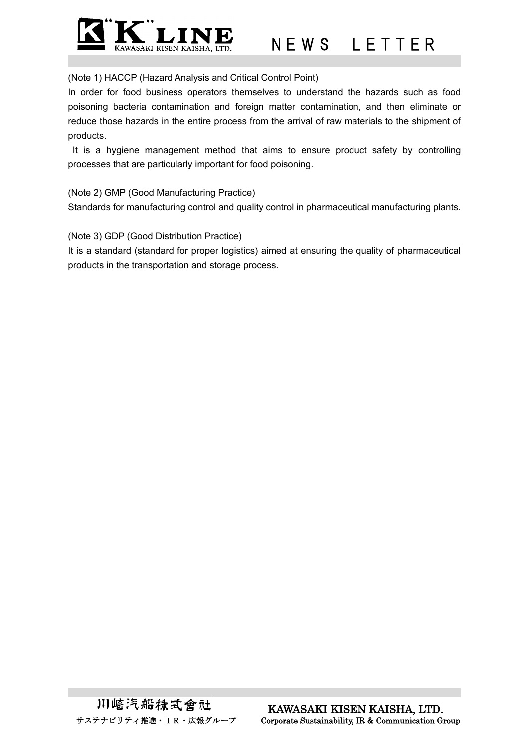(Note 1) HACCP (Hazard Analysis and Critical Control Point)

In order for food business operators themselves to understand the hazards such as food poisoning bacteria contamination and foreign matter contamination, and then eliminate or reduce those hazards in the entire process from the arrival of raw materials to the shipment of products.

It is a hygiene management method that aims to ensure product safety by controlling processes that are particularly important for food poisoning.

(Note 2) GMP (Good Manufacturing Practice)

Standards for manufacturing control and quality control in pharmaceutical manufacturing plants.

(Note 3) GDP (Good Distribution Practice)

It is a standard (standard for proper logistics) aimed at ensuring the quality of pharmaceutical products in the transportation and storage process.